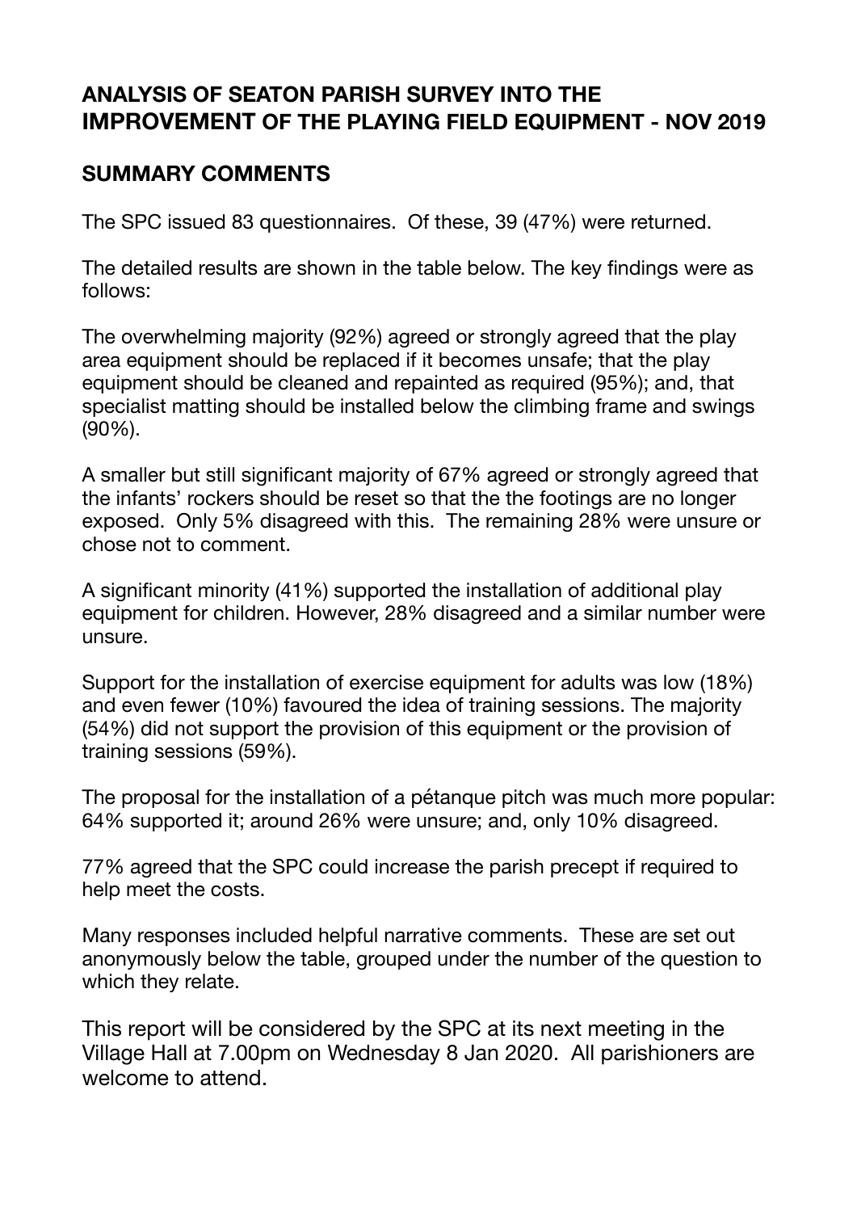# ANALYSIS OF SEATON PARISH SURVEY INTO THE IMPROVEMENT OF THE PLAYING FIELD EQUIPMENT - NOV 2019

## SUMMARY COMMENTS

The SPC issued 83 questionnaires. Of these, 39 (47%) were returned.

The detailed results are shown in the table below. The key findings were as follows:

The overwhelming majority (92%) agreed or strongly agreed that the play area equipment should be replaced if it becomes unsafe; that the play equipment should be cleaned and repainted as required (95%); and, that specialist matting should be installed below the climbing frame and swings (90%).

A smaller but still significant majority of 67% agreed or strongly agreed that the infants' rockers should be reset so that the the footings are no longer exposed. Only 5% disagreed with this. The remaining 28% were unsure or chose not to comment.

A significant minority (41%) supported the installation of additional play equipment for children. However, 28% disagreed and a similar number were unsure.

Support for the installation of exercise equipment for adults was low (18%) and even fewer (10%) favoured the idea of training sessions. The majority (54%) did not support the provision of this equipment or the provision of training sessions (59%).

The proposal for the installation of a pétanque pitch was much more popular: 64% supported it; around 26% were unsure; and, only 10% disagreed.

77% agreed that the SPC could increase the parish precept if required to help meet the costs.

Many responses included helpful narrative comments. These are set out anonymously below the table, grouped under the number of the question to which they relate.

This report will be considered by the SPC at its next meeting in the Village Hall at 7.00pm on Wednesday 8 Jan 2020. All parishioners are welcome to attend.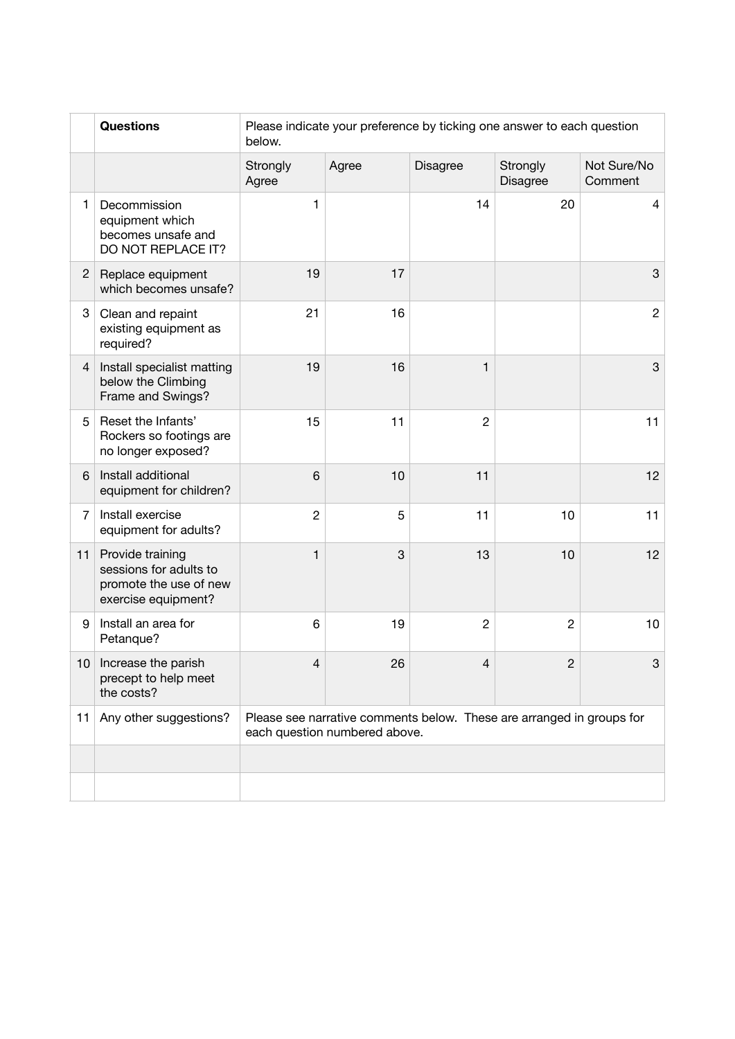| | Questions | Please indicate your preference by ticking one answer to each question below. | | | | |
|---|---|---|---|---|---|---|
| | | Strongly Agree | Agree | Disagree | Strongly Disagree | Not Sure/No Comment |
| 1 | Decommission equipment which becomes unsafe and DO NOT REPLACE IT? | 1 | | 14 | 20 | 4 |
| 2 | Replace equipment which becomes unsafe? | 19 | 17 | | | 3 |
| 3 | Clean and repaint existing equipment as required? | 21 | 16 | | | 2 |
| 4 | Install specialist matting below the Climbing Frame and Swings? | 19 | 16 | 1 | | 3 |
| 5 | Reset the Infants' Rockers so footings are no longer exposed? | 15 | 11 | 2 | | 11 |
| 6 | Install additional equipment for children? | 6 | 10 | 11 | | 12 |
| 7 | Install exercise equipment for adults? | 2 | 5 | 11 | 10 | 11 |
| 11 | Provide training sessions for adults to promote the use of new exercise equipment? | 1 | 3 | 13 | 10 | 12 |
| 9 | Install an area for Petanque? | 6 | 19 | 2 | 2 | 10 |
| 10 | Increase the parish precept to help meet the costs? | 4 | 26 | 4 | 2 | 3 |
| 11 | Any other suggestions? | Please see narrative comments below. These are arranged in groups for each question numbered above. | | | | |
| | | | | | | |
| | | | | | | |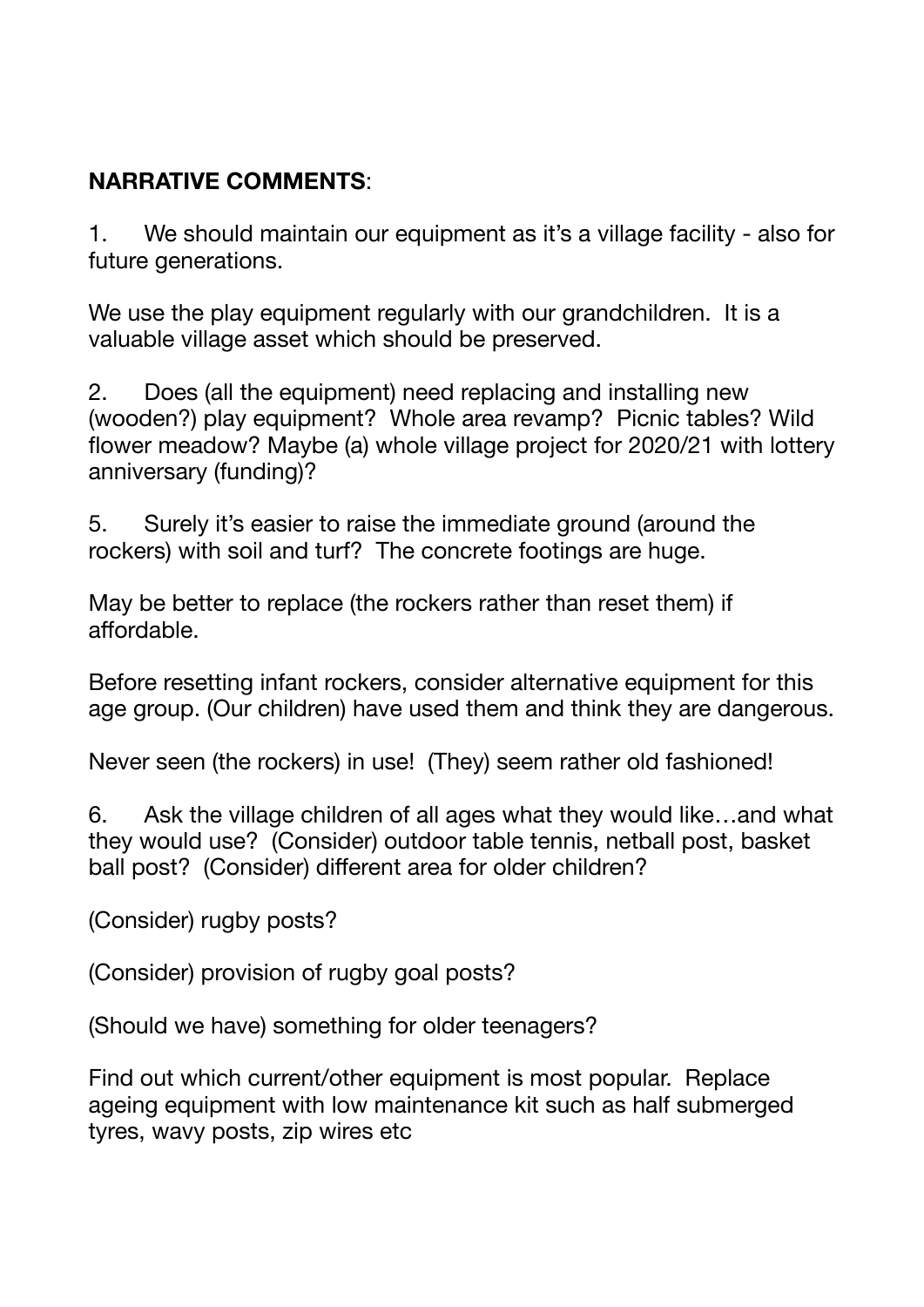**NARRATIVE COMMENTS**:

1. We should maintain our equipment as it's a village facility - also for future generations.

We use the play equipment regularly with our grandchildren. It is a valuable village asset which should be preserved.

2. Does (all the equipment) need replacing and installing new (wooden?) play equipment? Whole area revamp? Picnic tables? Wild flower meadow? Maybe (a) whole village project for 2020/21 with lottery anniversary (funding)?

5. Surely it's easier to raise the immediate ground (around the rockers) with soil and turf? The concrete footings are huge.

May be better to replace (the rockers rather than reset them) if affordable.

Before resetting infant rockers, consider alternative equipment for this age group. (Our children) have used them and think they are dangerous.

Never seen (the rockers) in use! (They) seem rather old fashioned!

6. Ask the village children of all ages what they would like…and what they would use? (Consider) outdoor table tennis, netball post, basket ball post? (Consider) different area for older children?

(Consider) rugby posts?

(Consider) provision of rugby goal posts?

(Should we have) something for older teenagers?

Find out which current/other equipment is most popular. Replace ageing equipment with low maintenance kit such as half submerged tyres, wavy posts, zip wires etc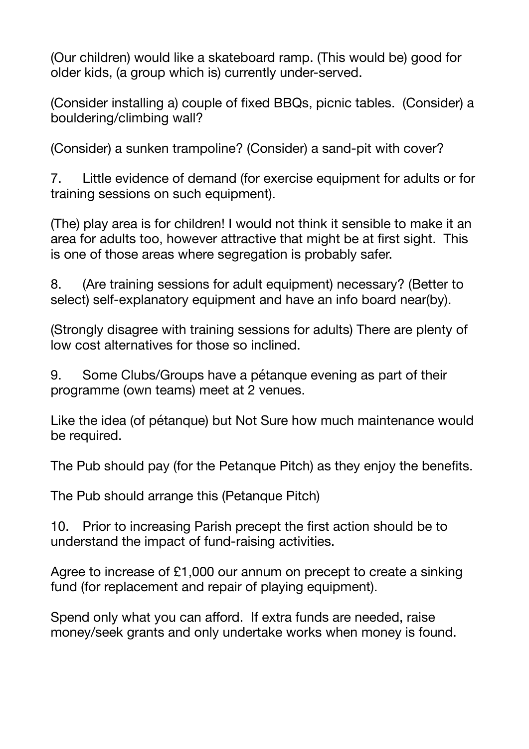(Our children) would like a skateboard ramp. (This would be) good for older kids, (a group which is) currently under-served.

(Consider installing a) couple of fixed BBQs, picnic tables. (Consider) a bouldering/climbing wall?

(Consider) a sunken trampoline? (Consider) a sand-pit with cover?

7. Little evidence of demand (for exercise equipment for adults or for training sessions on such equipment).

(The) play area is for children! I would not think it sensible to make it an area for adults too, however attractive that might be at first sight. This is one of those areas where segregation is probably safer.

8. (Are training sessions for adult equipment) necessary? (Better to select) self-explanatory equipment and have an info board near(by).

(Strongly disagree with training sessions for adults) There are plenty of low cost alternatives for those so inclined.

9. Some Clubs/Groups have a pétanque evening as part of their programme (own teams) meet at 2 venues.

Like the idea (of pétanque) but Not Sure how much maintenance would be required.

The Pub should pay (for the Petanque Pitch) as they enjoy the benefits.

The Pub should arrange this (Petanque Pitch)

10. Prior to increasing Parish precept the first action should be to understand the impact of fund-raising activities.

Agree to increase of £1,000 our annum on precept to create a sinking fund (for replacement and repair of playing equipment).

Spend only what you can afford. If extra funds are needed, raise money/seek grants and only undertake works when money is found.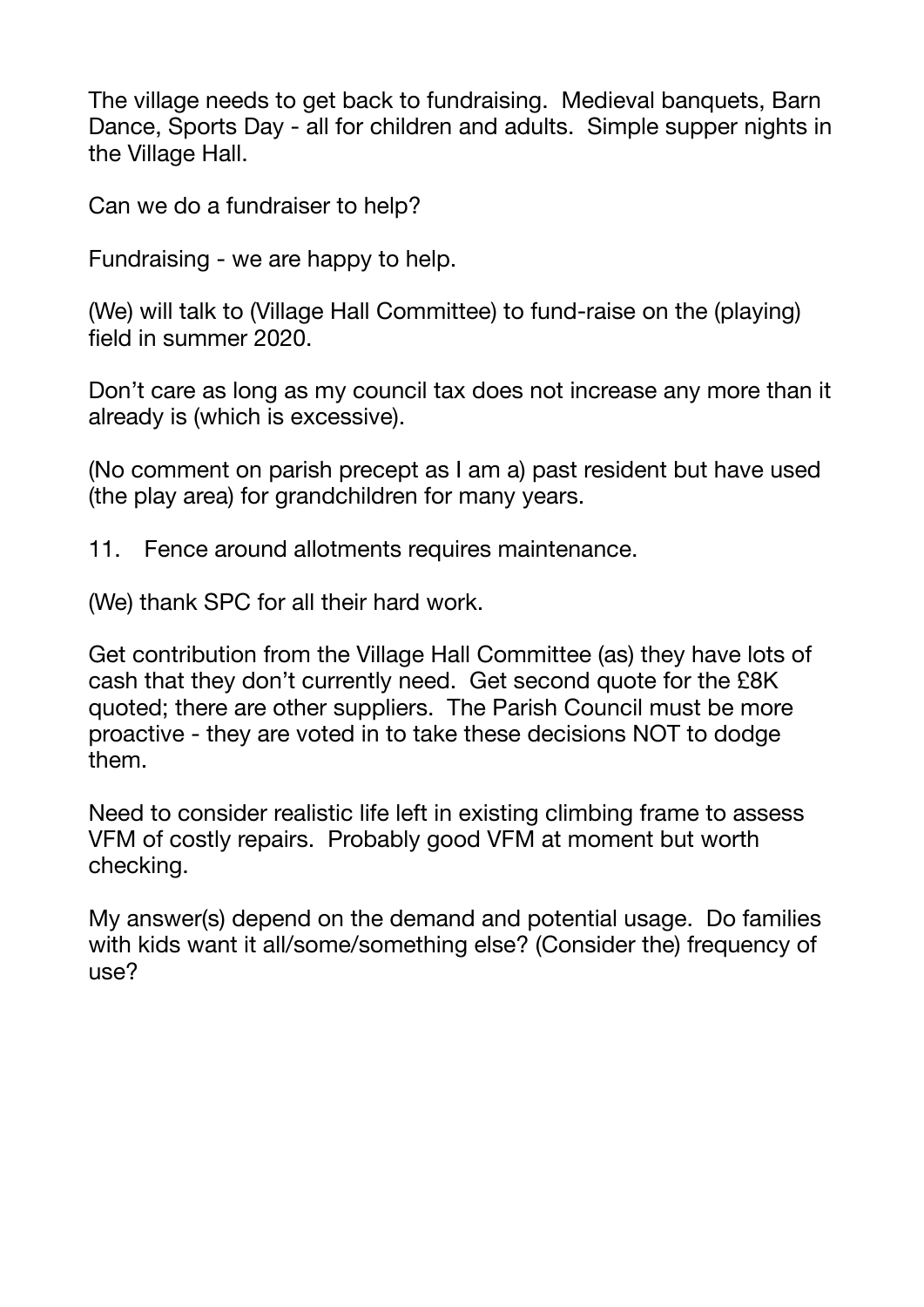The village needs to get back to fundraising. Medieval banquets, Barn Dance, Sports Day - all for children and adults. Simple supper nights in the Village Hall.

Can we do a fundraiser to help?

Fundraising - we are happy to help.

(We) will talk to (Village Hall Committee) to fund-raise on the (playing) field in summer 2020.

Don't care as long as my council tax does not increase any more than it already is (which is excessive).

(No comment on parish precept as I am a) past resident but have used (the play area) for grandchildren for many years.

11. Fence around allotments requires maintenance.

(We) thank SPC for all their hard work.

Get contribution from the Village Hall Committee (as) they have lots of cash that they don't currently need. Get second quote for the £8K quoted; there are other suppliers. The Parish Council must be more proactive - they are voted in to take these decisions NOT to dodge them.

Need to consider realistic life left in existing climbing frame to assess VFM of costly repairs. Probably good VFM at moment but worth checking.

My answer(s) depend on the demand and potential usage. Do families with kids want it all/some/something else? (Consider the) frequency of use?